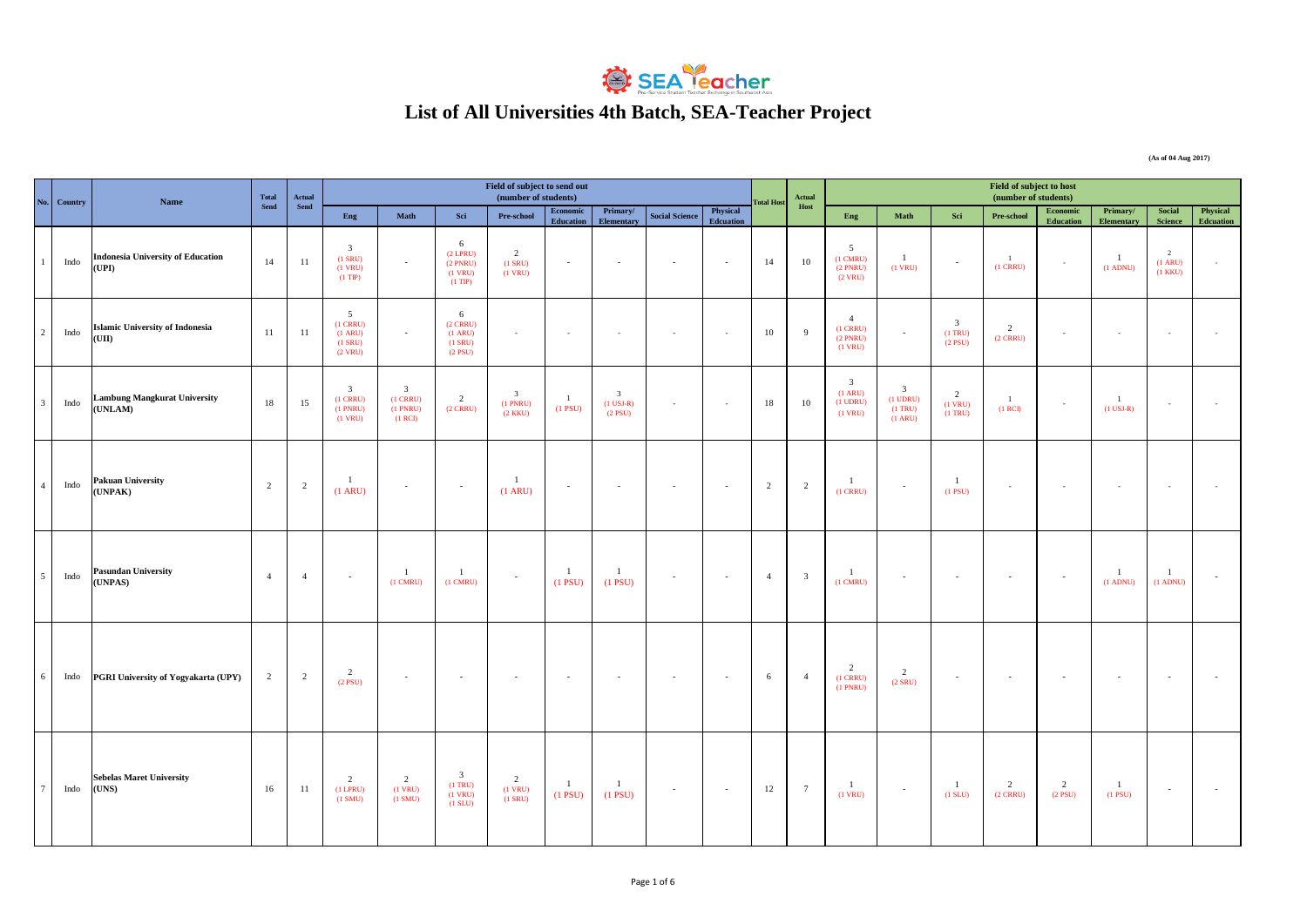# List of All Universities 4th Batch, SEA-Teacher Project

(As of 04 Aug 2017)

| No. | Country | Name | Total Send | Actual Send | Field of subject to send out (number of students) | | | | | | | | Total Host | Actual Host | Field of subject to host (number of students) | | | | | | | |
|---|---|---|---|---|---|---|---|---|---|---|---|---|---|---|---|---|---|---|---|---|---|---|
| | | | | | Eng | Math | Sci | Pre-school | Economic Education | Primary/ Elementary | Social Science | Physical Edcuation | | | Eng | Math | Sci | Pre-school | Economic Education | Primary/ Elementary | Social Science | Physical Edcuation |
| 1 | Indo | **Indonesia University of Education (UPI)** | 14 | 11 | 3 (1 SRU) (1 VRU) (1 TIP) | - | 6 (2 LPRU) (2 PNRU) (1 VRU) (1 TIP) | 2 (1 SRU) (1 VRU) | - | - | - | - | 14 | 10 | 5 (1 CMRU) (2 PNRU) (2 VRU) | 1 (1 VRU) | - | 1 (1 CRRU) | - | 1 (1 ADNU) | 2 (1 ARU) (1 KKU) | - |
| 2 | Indo | **Islamic University of Indonesia (UII)** | 11 | 11 | 5 (1 CRRU) (1 ARU) (1 SRU) (2 VRU) | - | 6 (2 CRRU) (1 ARU) (1 SRU) (2 PSU) | - | - | - | - | - | 10 | 9 | 4 (1 CRRU) (2 PNRU) (1 VRU) | - | 3 (1 TRU) (2 PSU) | 2 (2 CRRU) | - | - | - | - |
| 3 | Indo | **Lambung Mangkurat University (UNLAM)** | 18 | 15 | 3 (1 CRRU) (1 PNRU) (1 VRU) | 3 (1 CRRU) (1 PNRU) (1 RCI) | 2 (2 CRRU) | 3 (1 PNRU) (2 KKU) | 1 (1 PSU) | 3 (1 USJ-R) (2 PSU) | - | - | 18 | 10 | 3 (1 ARU) (1 UDRU) (1 VRU) | 3 (1 UDRU) (1 TRU) (1 ARU) | 2 (1 VRU) (1 TRU) | 1 (1 RCI) | - | 1 (1 USJ-R) | - | - |
| 4 | Indo | **Pakuan University (UNPAK)** | 2 | 2 | 1 (1 ARU) | - | - | 1 (1 ARU) | - | - | - | - | 2 | 2 | 1 (1 CRRU) | - | 1 (1 PSU) | - | - | - | - | - |
| 5 | Indo | **Pasundan University (UNPAS)** | 4 | 4 | - | 1 (1 CMRU) | 1 (1 CMRU) | - | 1 (1 PSU) | 1 (1 PSU) | - | - | 4 | 3 | 1 (1 CMRU) | - | - | - | - | 1 (1 ADNU) | 1 (1 ADNU) | - |
| 6 | Indo | **PGRI University of Yogyakarta (UPY)** | 2 | 2 | 2 (2 PSU) | - | - | - | - | - | - | - | 6 | 4 | 2 (1 CRRU) (1 PNRU) | 2 (2 SRU) | - | - | - | - | - | - |
| 7 | Indo | **Sebelas Maret University (UNS)** | 16 | 11 | 2 (1 LPRU) (1 SMU) | 2 (1 VRU) (1 SMU) | 3 (1 TRU) (1 VRU) (1 SLU) | 2 (1 VRU) (1 SRU) | 1 (1 PSU) | 1 (1 PSU) | - | - | 12 | 7 | 1 (1 VRU) | - | 1 (1 SLU) | 2 (2 CRRU) | 2 (2 PSU) | 1 (1 PSU) | - | - |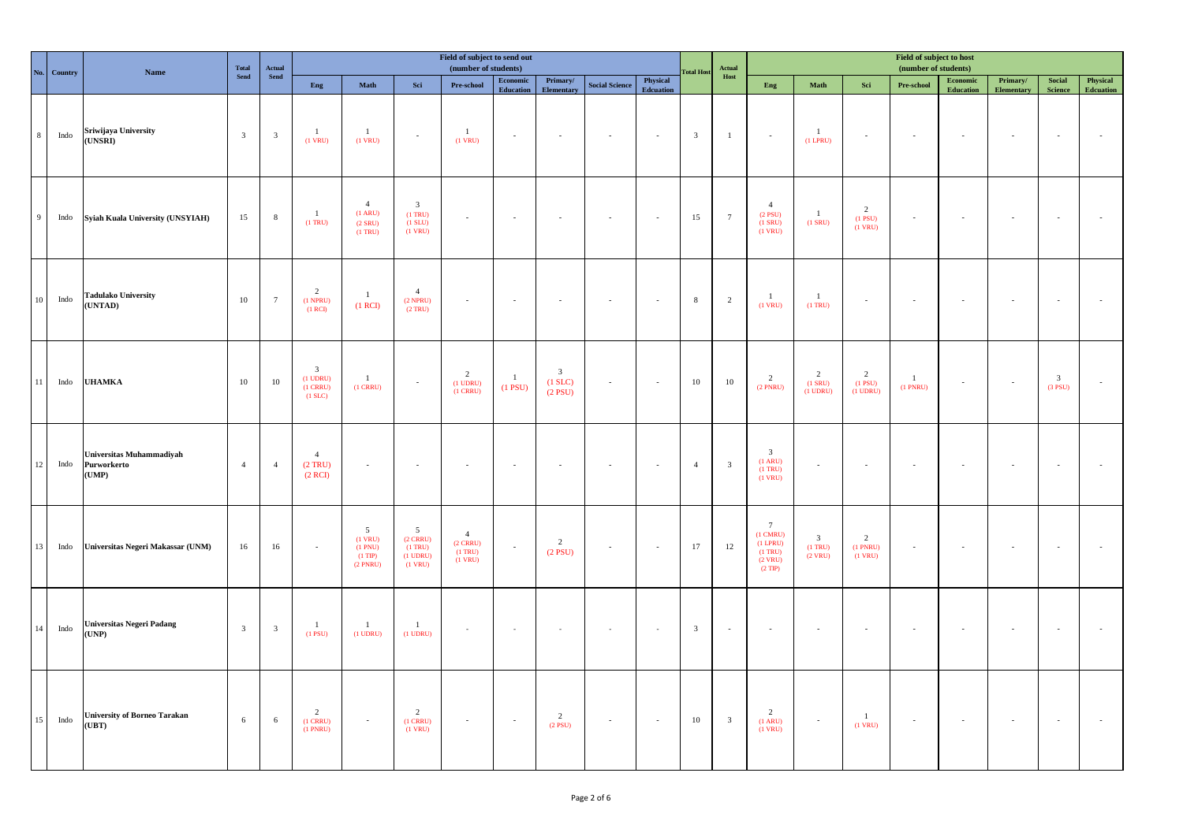| No. | Country | Name | Total Send | Actual Send | Field of subject to send out (number of students) | | | | | | | | Total Host | Actual Host | Field of subject to host (number of students) | | | | | | | |
|---|---|---|---|---|---|---|---|---|---|---|---|---|---|---|---|---|---|---|---|---|---|---|
| | | | | | Eng | Math | Sci | Pre-school | Economic Education | Primary/ Elementary | Social Science | Physical Edcuation | | | Eng | Math | Sci | Pre-school | Economic Education | Primary/ Elementary | Social Science | Physical Edcuation |
| 8 | Indo | **Sriwijaya University (UNSRI)** | 3 | 3 | 1 (1 VRU) | 1 (1 VRU) | - | 1 (1 VRU) | - | - | - | - | 3 | 1 | - | 1 (1 LPRU) | - | - | - | - | - | - |
| 9 | Indo | **Syiah Kuala University (UNSYIAH)** | 15 | 8 | 1 (1 TRU) | 4 (1 ARU) (2 SRU) (1 TRU) | 3 (1 TRU) (1 SLU) (1 VRU) | - | - | - | - | - | 15 | 7 | 4 (2 PSU) (1 SRU) (1 VRU) | 1 (1 SRU) | 2 (1 PSU) (1 VRU) | - | - | - | - | - |
| 10 | Indo | **Tadulako University (UNTAD)** | 10 | 7 | 2 (1 NPRU) (1 RCI) | 1 (1 RCI) | 4 (2 NPRU) (2 TRU) | - | - | - | - | - | 8 | 2 | 1 (1 VRU) | 1 (1 TRU) | - | - | - | - | - | - |
| 11 | Indo | **UHAMKA** | 10 | 10 | 3 (1 UDRU) (1 CRRU) (1 SLC) | 1 (1 CRRU) | - | 2 (1 UDRU) (1 CRRU) | 1 (1 PSU) | 3 (1 SLC) (2 PSU) | - | - | 10 | 10 | 2 (2 PNRU) | 2 (1 SRU) (1 UDRU) | 2 (1 PSU) (1 UDRU) | 1 (1 PNRU) | - | - | 3 (3 PSU) | - |
| 12 | Indo | **Universitas Muhammadiyah Purworkerto (UMP)** | 4 | 4 | 4 (2 TRU) (2 RCI) | - | - | - | - | - | - | - | 4 | 3 | 3 (1 ARU) (1 TRU) (1 VRU) | - | - | - | - | - | - | - |
| 13 | Indo | **Universitas Negeri Makassar (UNM)** | 16 | 16 | - | 5 (1 VRU) (1 PNU) (1 TIP) (2 PNRU) | 5 (2 CRRU) (1 TRU) (1 UDRU) (1 VRU) | 4 (2 CRRU) (1 TRU) (1 VRU) | - | 2 (2 PSU) | - | - | 17 | 12 | 7 (1 CMRU) (1 LPRU) (1 TRU) (2 VRU) (2 TIP) | 3 (1 TRU) (2 VRU) | 2 (1 PNRU) (1 VRU) | - | - | - | - | - |
| 14 | Indo | **Universitas Negeri Padang (UNP)** | 3 | 3 | 1 (1 PSU) | 1 (1 UDRU) | 1 (1 UDRU) | - | - | - | - | - | 3 | - | - | - | - | - | - | - | - | - |
| 15 | Indo | **University of Borneo Tarakan (UBT)** | 6 | 6 | 2 (1 CRRU) (1 PNRU) | - | 2 (1 CRRU) (1 VRU) | - | - | 2 (2 PSU) | - | - | 10 | 3 | 2 (1 ARU) (1 VRU) | - | 1 (1 VRU) | - | - | - | - | - |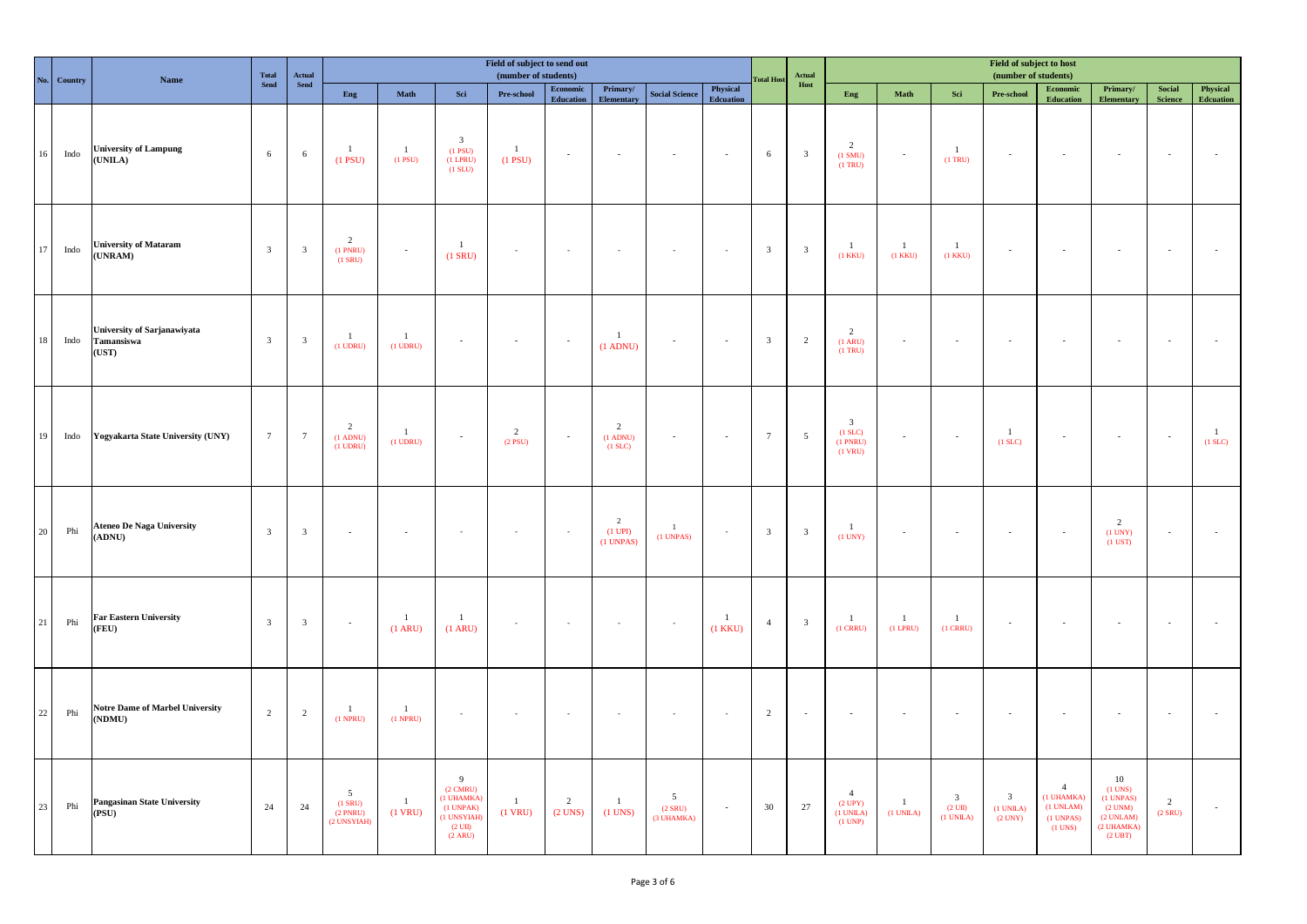| No. | Country | Name | Total Send | Actual Send | Field of subject to send out (number of students) | | | | | | | | Total Host | Actual Host | Field of subject to host (number of students) | | | | | | | |
|---|---|---|---|---|---|---|---|---|---|---|---|---|---|---|---|---|---|---|---|---|---|---|
| | | | | | Eng | Math | Sci | Pre-school | Economic Education | Primary/ Elementary | Social Science | Physical Edcuation | | | Eng | Math | Sci | Pre-school | Economic Education | Primary/ Elementary | Social Science | Physical Edcuation |
| 16 | Indo | University of Lampung (UNILA) | 6 | 6 | 1 (1 PSU) | 1 (1 PSU) | 3 (1 PSU) (1 LPRU) (1 SLU) | 1 (1 PSU) | - | - | - | - | 6 | 3 | 2 (1 SMU) (1 TRU) | - | 1 (1 TRU) | - | - | - | - | - |
| 17 | Indo | University of Mataram (UNRAM) | 3 | 3 | 2 (1 PNRU) (1 SRU) | - | 1 (1 SRU) | - | - | - | - | - | 3 | 3 | 1 (1 KKU) | 1 (1 KKU) | 1 (1 KKU) | - | - | - | - | - |
| 18 | Indo | University of Sarjanawiyata Tamansiswa (UST) | 3 | 3 | 1 (1 UDRU) | 1 (1 UDRU) | - | - | - | 1 (1 ADNU) | - | - | 3 | 2 | 2 (1 ARU) (1 TRU) | - | - | - | - | - | - | - |
| 19 | Indo | Yogyakarta State University (UNY) | 7 | 7 | 2 (1 ADNU) (1 UDRU) | 1 (1 UDRU) | - | 2 (2 PSU) | - | 2 (1 ADNU) (1 SLC) | - | - | 7 | 5 | 3 (1 SLC) (1 PNRU) (1 VRU) | - | - | 1 (1 SLC) | - | - | - | 1 (1 SLC) |
| 20 | Phi | Ateneo De Naga University (ADNU) | 3 | 3 | - | - | - | - | - | 2 (1 UPI) (1 UNPAS) | 1 (1 UNPAS) | - | 3 | 3 | 1 (1 UNY) | - | - | - | - | 2 (1 UNY) (1 UST) | - | - |
| 21 | Phi | Far Eastern University (FEU) | 3 | 3 | - | 1 (1 ARU) | 1 (1 ARU) | - | - | - | - | 1 (1 KKU) | 4 | 3 | 1 (1 CRRU) | 1 (1 LPRU) | 1 (1 CRRU) | - | - | - | - | - |
| 22 | Phi | Notre Dame of Marbel University (NDMU) | 2 | 2 | 1 (1 NPRU) | 1 (1 NPRU) | - | - | - | - | - | - | 2 | - | - | - | - | - | - | - | - | - |
| 23 | Phi | Pangasinan State University (PSU) | 24 | 24 | 5 (1 SRU) (2 PNRU) (2 UNSYIAH) | 1 (1 VRU) | 9 (2 CMRU) (1 UHAMKA) (1 UNPAK) (1 UNSYIAH) (2 UII) (2 ARU) | 1 (1 VRU) | 2 (2 UNS) | 1 (1 UNS) | 5 (2 SRU) (3 UHAMKA) | - | 30 | 27 | 4 (2 UPY) (1 UNILA) (1 UNP) | 1 (1 UNILA) | 3 (2 UII) (1 UNILA) | 3 (1 UNILA) (2 UNY) | 4 (1 UHAMKA) (1 UNLAM) (1 UNPAS) (1 UNS) | 10 (1 UNS) (1 UNPAS) (2 UNM) (2 UNLAM) (2 UHAMKA) (2 UBT) | 2 (2 SRU) | - |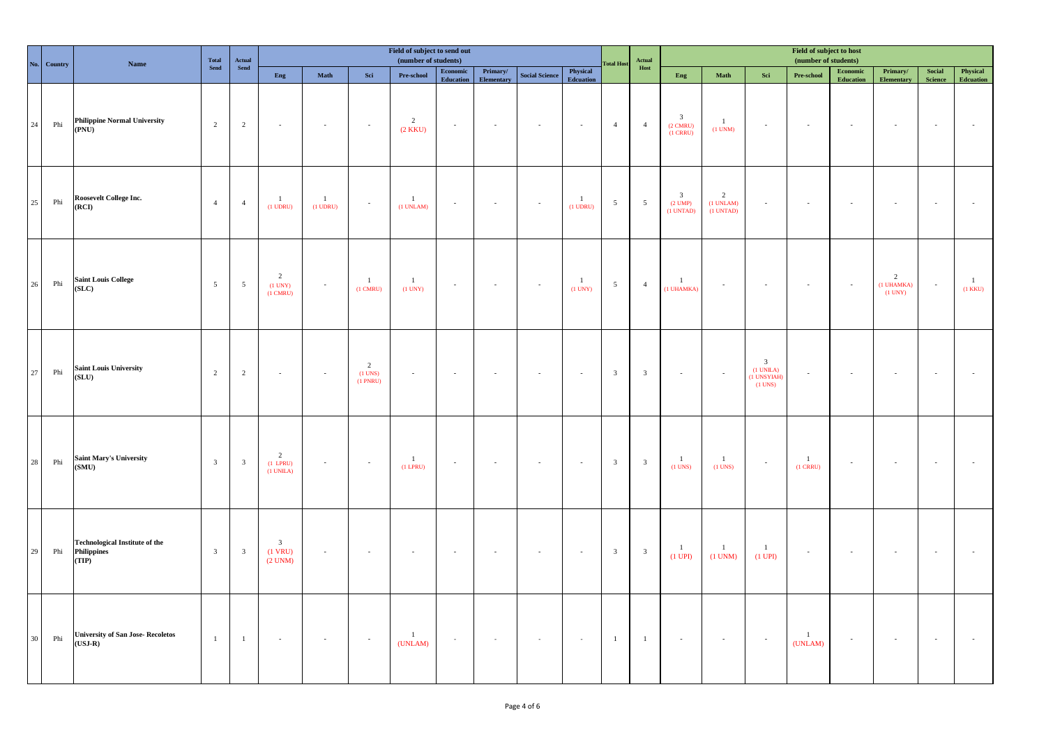| No. | Country | Name | Total Send | Actual Send | Field of subject to send out (number of students) | | | | | | | | Total Host | Actual Host | Field of subject to host (number of students) | | | | | | | |
|---|---|---|---|---|---|---|---|---|---|---|---|---|---|---|---|---|---|---|---|---|---|---|
| | | | | | Eng | Math | Sci | Pre-school | Economic Education | Primary/ Elementary | Social Science | Physical Edcuation | | | Eng | Math | Sci | Pre-school | Economic Education | Primary/ Elementary | Social Science | Physical Edcuation |
| 24 | Phi | **Philippine Normal University (PNU)** | 2 | 2 | - | - | - | 2 (2 KKU) | - | - | - | - | 4 | 4 | 3 (2 CMRU) (1 CRRU) | 1 (1 UNM) | - | - | - | - | - | - |
| 25 | Phi | **Roosevelt College Inc. (RCI)** | 4 | 4 | 1 (1 UDRU) | 1 (1 UDRU) | - | 1 (1 UNLAM) | - | - | - | 1 (1 UDRU) | 5 | 5 | 3 (2 UMP) (1 UNTAD) | 2 (1 UNLAM) (1 UNTAD) | - | - | - | - | - | - |
| 26 | Phi | **Saint Louis College (SLC)** | 5 | 5 | 2 (1 UNY) (1 CMRU) | - | 1 (1 CMRU) | 1 (1 UNY) | - | - | - | 1 (1 UNY) | 5 | 4 | 1 (1 UHAMKA) | - | - | - | - | 2 (1 UHAMKA) (1 UNY) | - | 1 (1 KKU) |
| 27 | Phi | **Saint Louis University (SLU)** | 2 | 2 | - | - | 2 (1 UNS) (1 PNRU) | - | - | - | - | - | 3 | 3 | - | - | 3 (1 UNILA) (1 UNSYIAH) (1 UNS) | - | - | - | - | - |
| 28 | Phi | **Saint Mary's University (SMU)** | 3 | 3 | 2 (1 LPRU) (1 UNILA) | - | - | 1 (1 LPRU) | - | - | - | - | 3 | 3 | 1 (1 UNS) | 1 (1 UNS) | - | 1 (1 CRRU) | - | - | - | - |
| 29 | Phi | **Technological Institute of the Philippines (TIP)** | 3 | 3 | 3 (1 VRU) (2 UNM) | - | - | - | - | - | - | - | 3 | 3 | 1 (1 UPI) | 1 (1 UNM) | 1 (1 UPI) | - | - | - | - | - |
| 30 | Phi | **University of San Jose- Recoletos (USJ-R)** | 1 | 1 | - | - | - | 1 (UNLAM) | - | - | - | - | 1 | 1 | - | - | - | 1 (UNLAM) | - | - | - | - |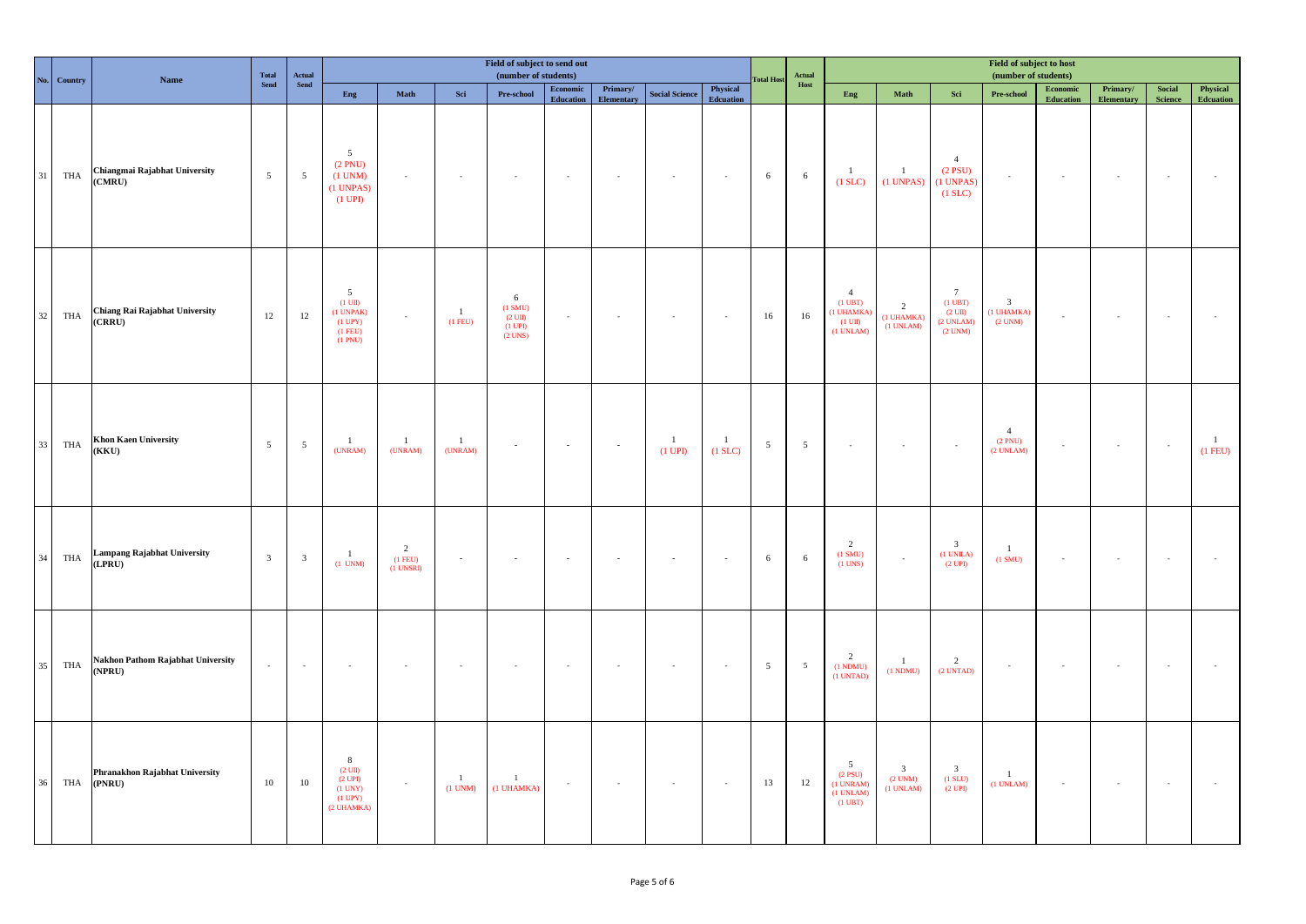| No. | Country | Name | Total Send | Actual Send | Field of subject to send out (number of students) | | | | | | | | Total Host | Actual Host | Field of subject to host (number of students) | | | | | | | |
|---|---|---|---|---|---|---|---|---|---|---|---|---|---|---|---|---|---|---|---|---|---|---|
| | | | | | Eng | Math | Sci | Pre-school | Economic Education | Primary/ Elementary | Social Science | Physical Edcuation | | | Eng | Math | Sci | Pre-school | Economic Education | Primary/ Elementary | Social Science | Physical Edcuation |
| 31 | THA | **Chiangmai Rajabhat University (CMRU)** | 5 | 5 | 5 (2 PNU) (1 UNM) (1 UNPAS) (1 UPI) | - | - | - | - | - | - | - | 6 | 6 | 1 (1 SLC) | 1 (1 UNPAS) | 4 (2 PSU) (1 UNPAS) (1 SLC) | - | - | - | - | - |
| 32 | THA | **Chiang Rai Rajabhat University (CRRU)** | 12 | 12 | 5 (1 UII) (1 UNPAK) (1 UPY) (1 FEU) (1 PNU) | - | 1 (1 FEU) | 6 (1 SMU) (2 UII) (1 UPI) (2 UNS) | - | - | - | - | 16 | 16 | 4 (1 UBT) (1 UHAMKA) (1 UII) (1 UNLAM) | 2 (1 UHAMKA) (1 UNLAM) | 7 (1 UBT) (2 UII) (2 UNLAM) (2 UNM) | 3 (1 UHAMKA) (2 UNM) | - | - | - | - |
| 33 | THA | **Khon Kaen University (KKU)** | 5 | 5 | 1 (UNRAM) | 1 (UNRAM) | 1 (UNRAM) | - | - | - | 1 (1 UPI) | 1 (1 SLC) | 5 | 5 | - | - | - | 4 (2 PNU) (2 UNLAM) | - | - | - | 1 (1 FEU) |
| 34 | THA | **Lampang Rajabhat University (LPRU)** | 3 | 3 | 1 (1 UNM) | 2 (1 FEU) (1 UNSRI) | - | - | - | - | - | - | 6 | 6 | 2 (1 SMU) (1 UNS) | - | 3 (1 UNILA) (2 UPI) | 1 (1 SMU) | - | - | - | - |
| 35 | THA | **Nakhon Pathom Rajabhat University (NPRU)** | - | - | - | - | - | - | - | - | - | - | 5 | 5 | 2 (1 NDMU) (1 UNTAD) | 1 (1 NDMU) | 2 (2 UNTAD) | - | - | - | - | - |
| 36 | THA | **Phranakhon Rajabhat University (PNRU)** | 10 | 10 | 8 (2 UII) (2 UPI) (1 UNY) (1 UPY) (2 UHAMKA) | - | 1 (1 UNM) | 1 (1 UHAMKA) | - | - | - | - | 13 | 12 | 5 (2 PSU) (1 UNRAM) (1 UNLAM) (1 UBT) | 3 (2 UNM) (1 UNLAM) | 3 (1 SLU) (2 UPI) | 1 (1 UNLAM) | - | - | - | - |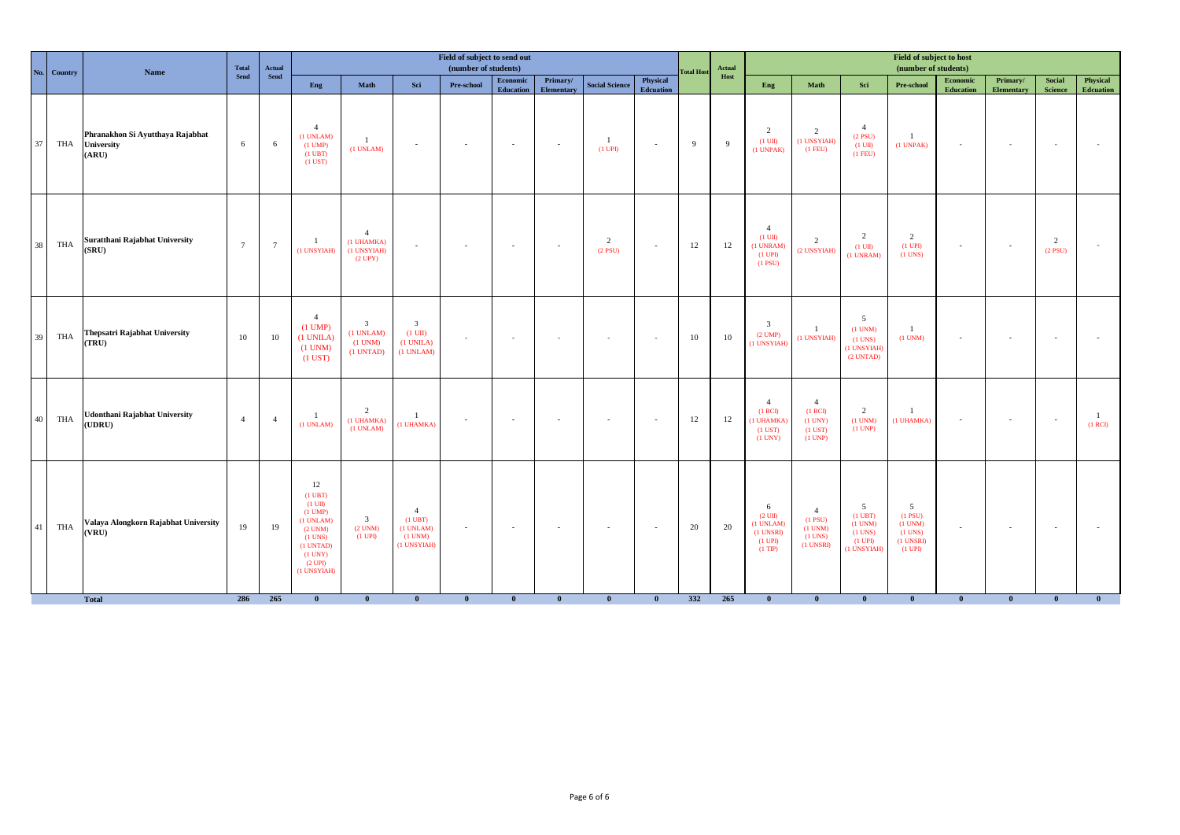| No. | Country | Name | Total Send | Actual Send | Field of subject to send out (number of students) | | | | | | | | Total Host | Actual Host | Field of subject to host (number of students) | | | | | | | |
|---|---|---|---|---|---|---|---|---|---|---|---|---|---|---|---|---|---|---|---|---|---|---|
| | | | | | Eng | Math | Sci | Pre-school | Economic Education | Primary/ Elementary | Social Science | Physical Edcuation | | | Eng | Math | Sci | Pre-school | Economic Education | Primary/ Elementary | Social Science | Physical Edcuation |
| 37 | THA | Phranakhon Si Ayutthaya Rajabhat University (ARU) | 6 | 6 | 4 (1 UNLAM) (1 UMP) (1 UBT) (1 UST) | 1 (1 UNLAM) | - | - | - | - | 1 (1 UPI) | - | 9 | 9 | 2 (1 UII) (1 UNPAK) | 2 (1 UNSYIAH) (1 FEU) | 4 (2 PSU) (1 UII) (1 FEU) | 1 (1 UNPAK) | - | - | - | - |
| 38 | THA | Suratthani Rajabhat University (SRU) | 7 | 7 | 1 (1 UNSYIAH) | 4 (1 UHAMKA) (1 UNSYIAH) (2 UPY) | - | - | - | - | 2 (2 PSU) | - | 12 | 12 | 4 (1 UII) (1 UNRAM) (1 UPI) (1 PSU) | 2 (2 UNSYIAH) | 2 (1 UII) (1 UNRAM) | 2 (1 UPI) (1 UNS) | - | - | 2 (2 PSU) | - |
| 39 | THA | Thepsatri Rajabhat University (TRU) | 10 | 10 | 4 (1 UMP) (1 UNILA) (1 UNM) (1 UST) | 3 (1 UNLAM) (1 UNM) (1 UNTAD) | 3 (1 UII) (1 UNILA) (1 UNLAM) | - | - | - | - | - | 10 | 10 | 3 (2 UMP) (1 UNSYIAH) | 1 (1 UNSYIAH) | 5 (1 UNM) (1 UNS) (1 UNSYIAH) (2 UNTAD) | 1 (1 UNM) | - | - | - | - |
| 40 | THA | Udonthani Rajabhat University (UDRU) | 4 | 4 | 1 (1 UNLAM) | 2 (1 UHAMKA) (1 UNLAM) | 1 (1 UHAMKA) | - | - | - | - | - | 12 | 12 | 4 (1 RCI) (1 UHAMKA) (1 UST) (1 UNY) | 4 (1 RCI) (1 UNY) (1 UST) (1 UNP) | 2 (1 UNM) (1 UNP) | 1 (1 UHAMKA) | - | - | - | 1 (1 RCI) |
| 41 | THA | Valaya Alongkorn Rajabhat University (VRU) | 19 | 19 | 12 (1 UBT) (1 UII) (1 UMP) (1 UNLAM) (2 UNM) (1 UNS) (1 UNTAD) (1 UNY) (2 UPI) (1 UNSYIAH) | 3 (2 UNM) (1 UPI) | 4 (1 UBT) (1 UNLAM) (1 UNM) (1 UNSYIAH) | - | - | - | - | - | 20 | 20 | 6 (2 UII) (1 UNLAM) (1 UNSRI) (1 UPI) (1 TIP) | 4 (1 PSU) (1 UNM) (1 UNS) (1 UNSRI) | 5 (1 UBT) (1 UNM) (1 UNS) (1 UPI) (1 UNSYIAH) | 5 (1 PSU) (1 UNM) (1 UNS) (1 UNSRI) (1 UPI) | - | - | - | - |
| | | **Total** | **286** | **265** | **0** | **0** | **0** | **0** | **0** | **0** | **0** | **0** | **332** | **265** | **0** | **0** | **0** | **0** | **0** | **0** | **0** | **0** |